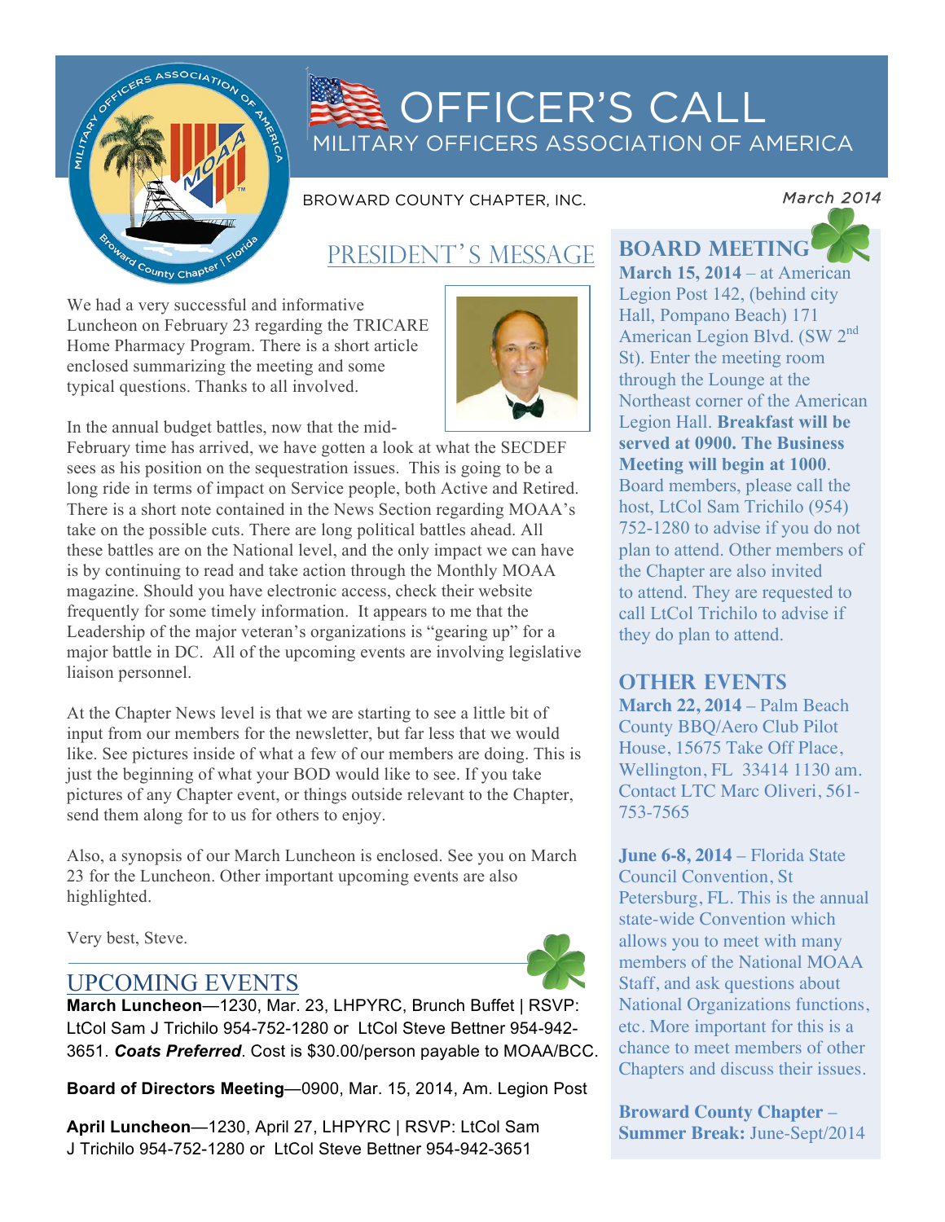// Page 1 of 4 — Officer's Call, March 2014

# OFFICER'S CALL

MILITARY OFFICERS ASSOCIATION OF AMERICA

BROWARD COUNTY CHAPTER, INC.

*March 2014*

## PRESIDENT'S MESSAGE

We had a very successful and informative Luncheon on February 23 regarding the TRICARE Home Pharmacy Program. There is a short article enclosed summarizing the meeting and some typical questions. Thanks to all involved.

In the annual budget battles, now that the mid-February time has arrived, we have gotten a look at what the SECDEF sees as his position on the sequestration issues. This is going to be a long ride in terms of impact on Service people, both Active and Retired. There is a short note contained in the News Section regarding MOAA's take on the possible cuts. There are long political battles ahead. All these battles are on the National level, and the only impact we can have is by continuing to read and take action through the Monthly MOAA magazine. Should you have electronic access, check their website frequently for some timely information. It appears to me that the Leadership of the major veteran's organizations is "gearing up" for a major battle in DC. All of the upcoming events are involving legislative liaison personnel.

At the Chapter News level is that we are starting to see a little bit of input from our members for the newsletter, but far less that we would like. See pictures inside of what a few of our members are doing. This is just the beginning of what your BOD would like to see. If you take pictures of any Chapter event, or things outside relevant to the Chapter, send them along for to us for others to enjoy.

Also, a synopsis of our March Luncheon is enclosed. See you on March 23 for the Luncheon. Other important upcoming events are also highlighted.

Very best, Steve.

## UPCOMING EVENTS

**March Luncheon**—1230, Mar. 23, LHPYRC, Brunch Buffet | RSVP: LtCol Sam J Trichilo 954-752-1280 or LtCol Steve Bettner 954-942-3651. ***Coats Preferred***. Cost is $30.00/person payable to MOAA/BCC.

**Board of Directors Meeting**—0900, Mar. 15, 2014, Am. Legion Post

**April Luncheon**—1230, April 27, LHPYRC | RSVP: LtCol Sam J Trichilo 954-752-1280 or LtCol Steve Bettner 954-942-3651

## BOARD MEETING

**March 15, 2014** – at American Legion Post 142, (behind city Hall, Pompano Beach) 171 American Legion Blvd. (SW 2nd St). Enter the meeting room through the Lounge at the Northeast corner of the American Legion Hall. **Breakfast will be served at 0900. The Business Meeting will begin at 1000**. Board members, please call the host, LtCol Sam Trichilo (954) 752-1280 to advise if you do not plan to attend. Other members of the Chapter are also invited to attend. They are requested to call LtCol Trichilo to advise if they do plan to attend.

## OTHER EVENTS

**March 22, 2014** – Palm Beach County BBQ/Aero Club Pilot House, 15675 Take Off Place, Wellington, FL 33414 1130 am. Contact LTC Marc Oliveri, 561-753-7565

**June 6-8, 2014** – Florida State Council Convention, St Petersburg, FL. This is the annual state-wide Convention which allows you to meet with many members of the National MOAA Staff, and ask questions about National Organizations functions, etc. More important for this is a chance to meet members of other Chapters and discuss their issues.

**Broward County Chapter – Summer Break:** June-Sept/2014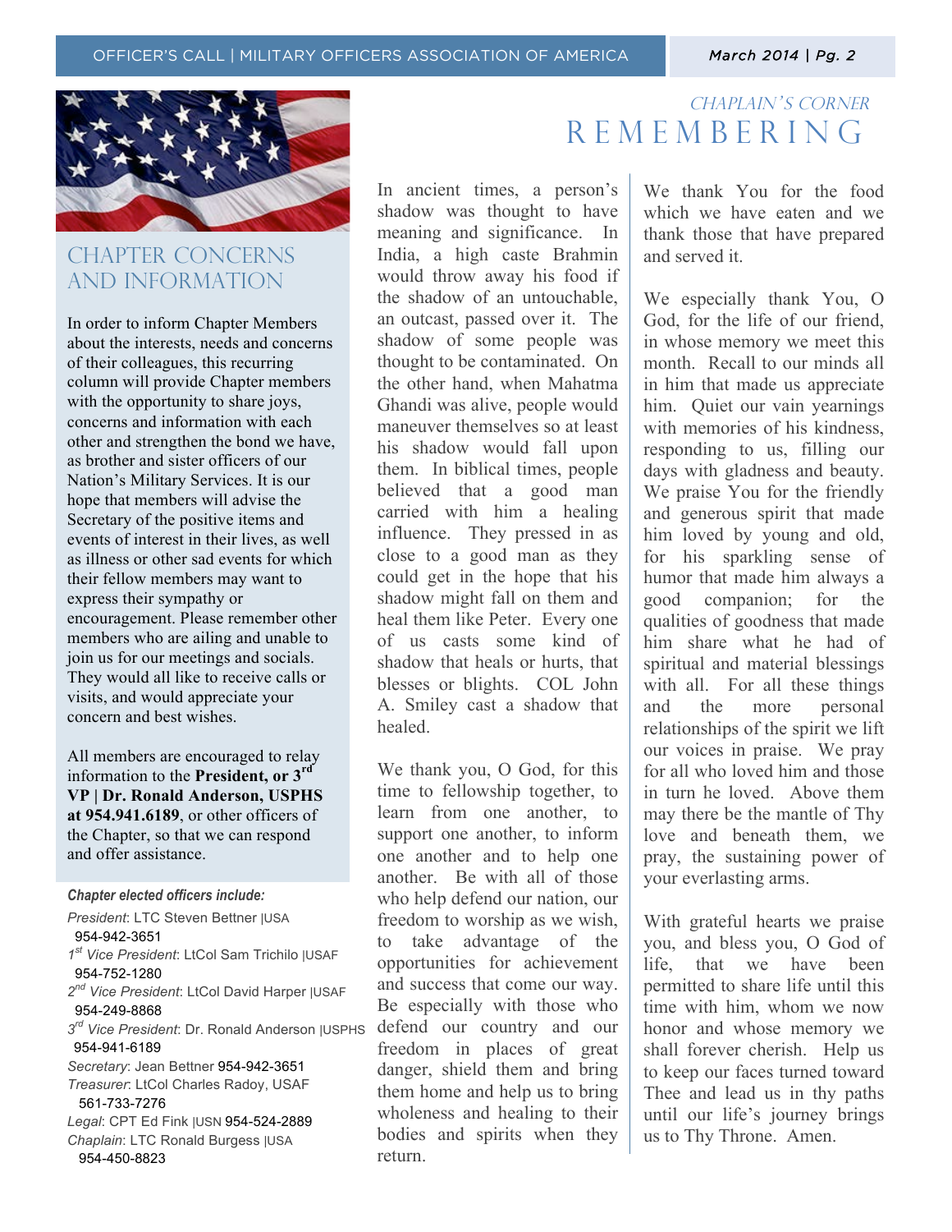## CHAPTER CONCERNS AND INFORMATION

In order to inform Chapter Members about the interests, needs and concerns of their colleagues, this recurring column will provide Chapter members with the opportunity to share joys, concerns and information with each other and strengthen the bond we have, as brother and sister officers of our Nation's Military Services. It is our hope that members will advise the Secretary of the positive items and events of interest in their lives, as well as illness or other sad events for which their fellow members may want to express their sympathy or encouragement. Please remember other members who are ailing and unable to join us for our meetings and socials. They would all like to receive calls or visits, and would appreciate your concern and best wishes.

All members are encouraged to relay information to the **President, or 3rd VP | Dr. Ronald Anderson, USPHS at 954.941.6189**, or other officers of the Chapter, so that we can respond and offer assistance.

***Chapter elected officers include:***

*President*: LTC Steven Bettner |USA 954-942-3651
*1st Vice President*: LtCol Sam Trichilo |USAF 954-752-1280
*2nd Vice President*: LtCol David Harper |USAF 954-249-8868
*3rd Vice President*: Dr. Ronald Anderson |USPHS 954-941-6189
*Secretary*: Jean Bettner 954-942-3651
*Treasurer*: LtCol Charles Radoy, USAF 561-733-7276
*Legal*: CPT Ed Fink |USN 954-524-2889
*Chaplain*: LTC Ronald Burgess |USA 954-450-8823

### *CHAPLAIN'S CORNER*

# REMEMBERING

In ancient times, a person's shadow was thought to have meaning and significance. In India, a high caste Brahmin would throw away his food if the shadow of an untouchable, an outcast, passed over it. The shadow of some people was thought to be contaminated. On the other hand, when Mahatma Ghandi was alive, people would maneuver themselves so at least his shadow would fall upon them. In biblical times, people believed that a good man carried with him a healing influence. They pressed in as close to a good man as they could get in the hope that his shadow might fall on them and heal them like Peter. Every one of us casts some kind of shadow that heals or hurts, that blesses or blights. COL John A. Smiley cast a shadow that healed.

We thank you, O God, for this time to fellowship together, to learn from one another, to support one another, to inform one another and to help one another. Be with all of those who help defend our nation, our freedom to worship as we wish, to take advantage of the opportunities for achievement and success that come our way. Be especially with those who defend our country and our freedom in places of great danger, shield them and bring them home and help us to bring wholeness and healing to their bodies and spirits when they return.

We thank You for the food which we have eaten and we thank those that have prepared and served it.

We especially thank You, O God, for the life of our friend, in whose memory we meet this month. Recall to our minds all in him that made us appreciate him. Quiet our vain yearnings with memories of his kindness, responding to us, filling our days with gladness and beauty. We praise You for the friendly and generous spirit that made him loved by young and old, for his sparkling sense of humor that made him always a good companion; for the qualities of goodness that made him share what he had of spiritual and material blessings with all. For all these things and the more personal relationships of the spirit we lift our voices in praise. We pray for all who loved him and those in turn he loved. Above them may there be the mantle of Thy love and beneath them, we pray, the sustaining power of your everlasting arms.

With grateful hearts we praise you, and bless you, O God of life, that we have been permitted to share life until this time with him, whom we now honor and whose memory we shall forever cherish. Help us to keep our faces turned toward Thee and lead us in thy paths until our life's journey brings us to Thy Throne. Amen.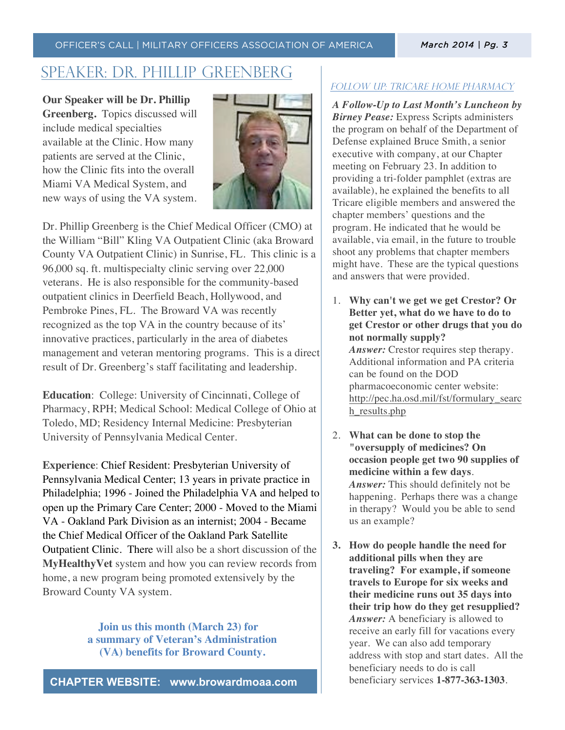## SPEAKER: DR. PHILLIP GREENBERG

**Our Speaker will be Dr. Phillip Greenberg.** Topics discussed will include medical specialties available at the Clinic. How many patients are served at the Clinic, how the Clinic fits into the overall Miami VA Medical System, and new ways of using the VA system.

Dr. Phillip Greenberg is the Chief Medical Officer (CMO) at the William "Bill" Kling VA Outpatient Clinic (aka Broward County VA Outpatient Clinic) in Sunrise, FL. This clinic is a 96,000 sq. ft. multispecialty clinic serving over 22,000 veterans. He is also responsible for the community-based outpatient clinics in Deerfield Beach, Hollywood, and Pembroke Pines, FL. The Broward VA was recently recognized as the top VA in the country because of its' innovative practices, particularly in the area of diabetes management and veteran mentoring programs. This is a direct result of Dr. Greenberg's staff facilitating and leadership.

**Education**: College: University of Cincinnati, College of Pharmacy, RPH; Medical School: Medical College of Ohio at Toledo, MD; Residency Internal Medicine: Presbyterian University of Pennsylvania Medical Center.

**Experience**: Chief Resident: Presbyterian University of Pennsylvania Medical Center; 13 years in private practice in Philadelphia; 1996 - Joined the Philadelphia VA and helped to open up the Primary Care Center; 2000 - Moved to the Miami VA - Oakland Park Division as an internist; 2004 - Became the Chief Medical Officer of the Oakland Park Satellite Outpatient Clinic. There will also be a short discussion of the **MyHealthyVet** system and how you can review records from home, a new program being promoted extensively by the Broward County VA system.

**Join us this month (March 23) for a summary of Veteran's Administration (VA) benefits for Broward County.**

**CHAPTER WEBSITE: www.browardmoaa.com**

### FOLLOW UP: TRICARE HOME PHARMACY

***A Follow-Up to Last Month's Luncheon by Birney Pease:*** Express Scripts administers the program on behalf of the Department of Defense explained Bruce Smith, a senior executive with company, at our Chapter meeting on February 23. In addition to providing a tri-folder pamphlet (extras are available), he explained the benefits to all Tricare eligible members and answered the chapter members' questions and the program. He indicated that he would be available, via email, in the future to trouble shoot any problems that chapter members might have. These are the typical questions and answers that were provided.

1. **Why can't we get we get Crestor? Or Better yet, what do we have to do to get Crestor or other drugs that you do not normally supply?**
   ***Answer:*** Crestor requires step therapy. Additional information and PA criteria can be found on the DOD pharmacoeconomic center website: http://pec.ha.osd.mil/fst/formulary_search_results.php

2. **What can be done to stop the "oversupply of medicines? On occasion people get two 90 supplies of medicine within a few days**.
   ***Answer:*** This should definitely not be happening. Perhaps there was a change in therapy? Would you be able to send us an example?

3. **How do people handle the need for additional pills when they are traveling? For example, if someone travels to Europe for six weeks and their medicine runs out 35 days into their trip how do they get resupplied?**
   ***Answer:*** A beneficiary is allowed to receive an early fill for vacations every year. We can also add temporary address with stop and start dates. All the beneficiary needs to do is call beneficiary services **1-877-363-1303**.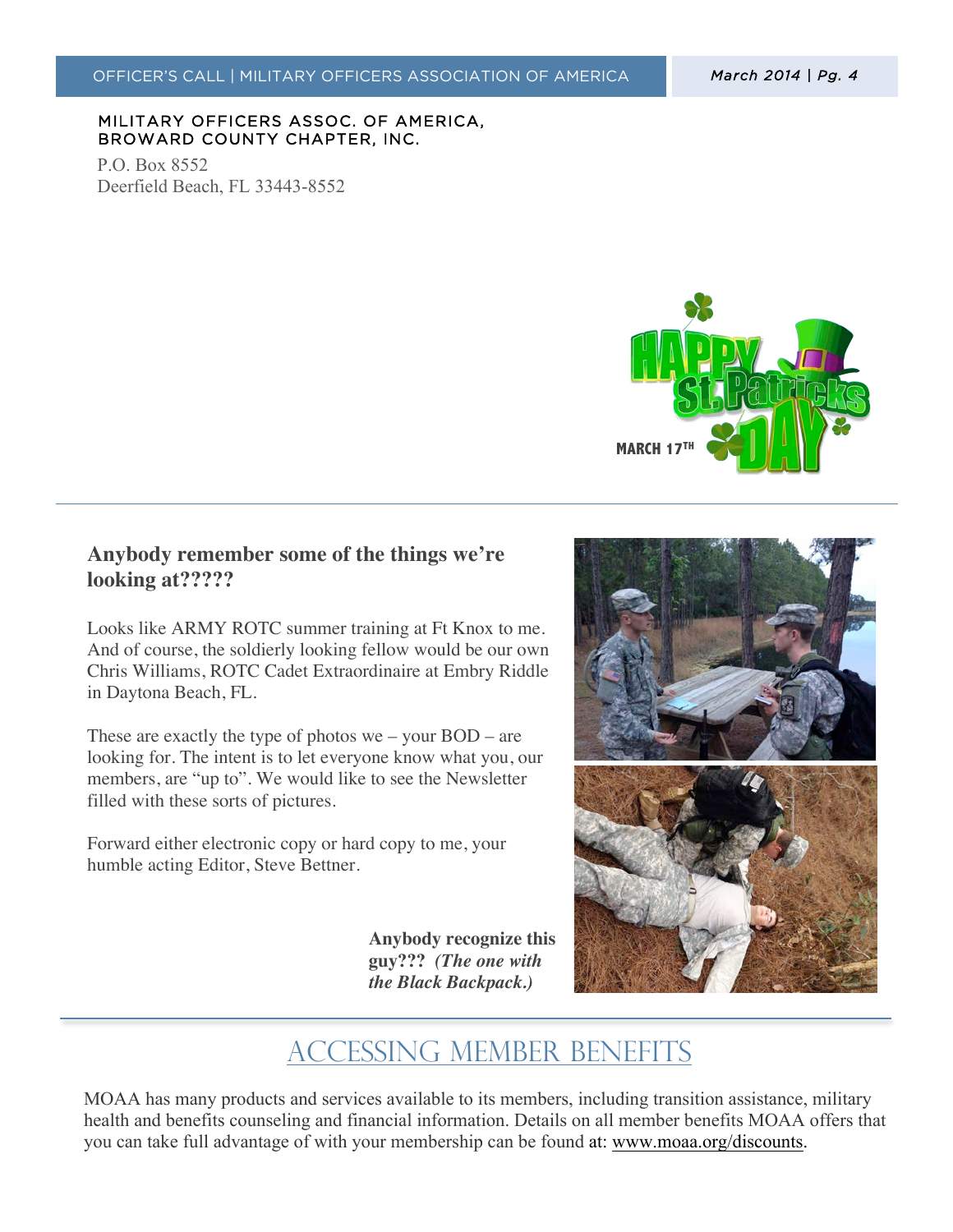MILITARY OFFICERS ASSOC. OF AMERICA,
BROWARD COUNTY CHAPTER, INC.

P.O. Box 8552
Deerfield Beach, FL 33443-8552

**Anybody remember some of the things we're looking at?????**

Looks like ARMY ROTC summer training at Ft Knox to me. And of course, the soldierly looking fellow would be our own Chris Williams, ROTC Cadet Extraordinaire at Embry Riddle in Daytona Beach, FL.

These are exactly the type of photos we – your BOD – are looking for. The intent is to let everyone know what you, our members, are "up to". We would like to see the Newsletter filled with these sorts of pictures.

Forward either electronic copy or hard copy to me, your humble acting Editor, Steve Bettner.

**Anybody recognize this guy???** ***(The one with the Black Backpack.)***

## ACCESSING MEMBER BENEFITS

MOAA has many products and services available to its members, including transition assistance, military health and benefits counseling and financial information. Details on all member benefits MOAA offers that you can take full advantage of with your membership can be found at: www.moaa.org/discounts.